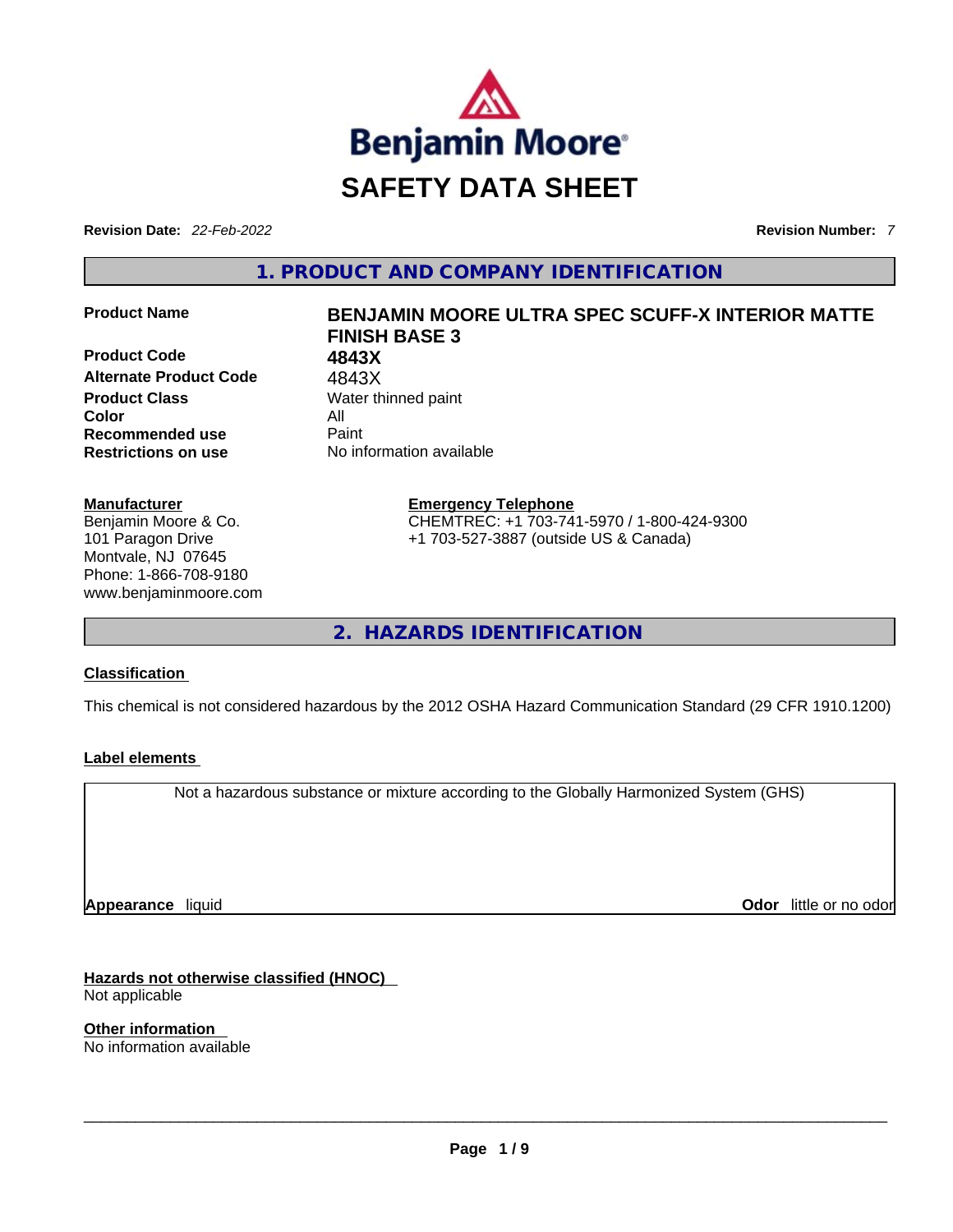Benjamin Moore®

# SAFETY DATA SHEET

**Revision Date:** *22-Feb-2022* **Revision Number:** *7*

## 1. PRODUCT AND COMPANY IDENTIFICATION

| | |
|---|---|
| **Product Name** | **BENJAMIN MOORE ULTRA SPEC SCUFF-X INTERIOR MATTE FINISH BASE 3** |
| **Product Code** | **4843X** |
| **Alternate Product Code** | 4843X |
| **Product Class** | Water thinned paint |
| **Color** | All |
| **Recommended use** | Paint |
| **Restrictions on use** | No information available |

**Manufacturer**
Benjamin Moore & Co.
101 Paragon Drive
Montvale, NJ 07645
Phone: 1-866-708-9180
www.benjaminmoore.com

**Emergency Telephone**
CHEMTREC: +1 703-741-5970 / 1-800-424-9300
+1 703-527-3887 (outside US & Canada)

## 2. HAZARDS IDENTIFICATION

**Classification**

This chemical is not considered hazardous by the 2012 OSHA Hazard Communication Standard (29 CFR 1910.1200)

**Label elements**

Not a hazardous substance or mixture according to the Globally Harmonized System (GHS)

**Appearance** liquid **Odor** little or no odor

**Hazards not otherwise classified (HNOC)**
Not applicable

**Other information**
No information available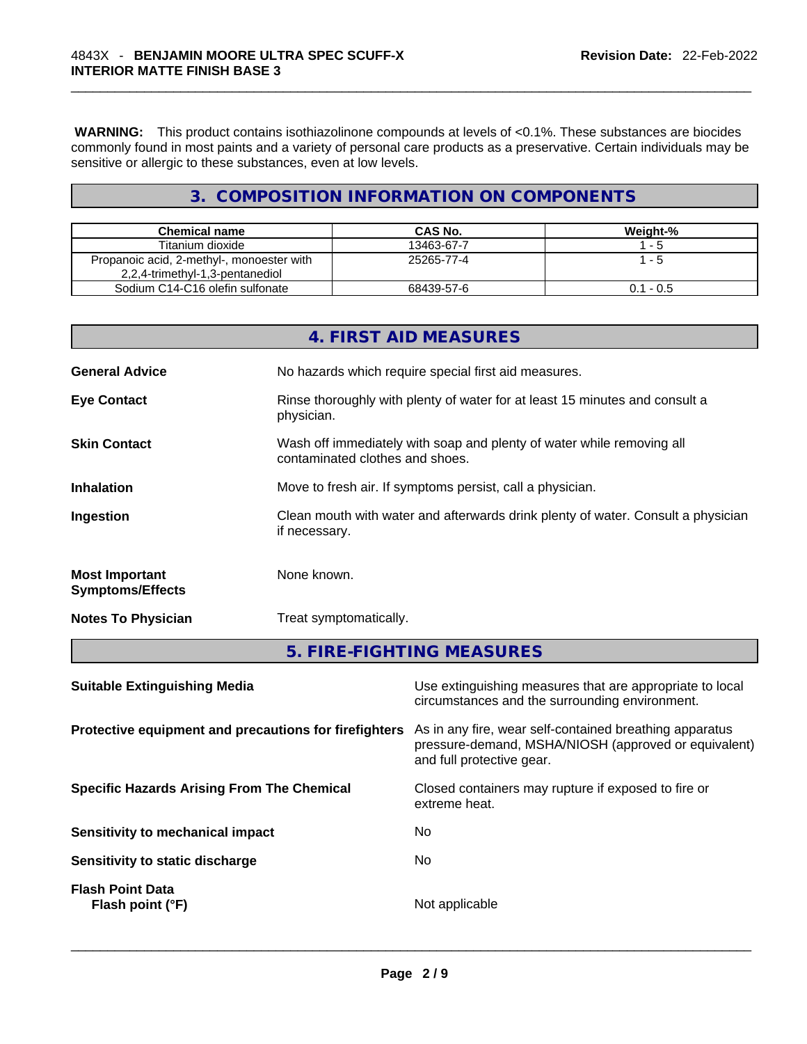**WARNING:** This product contains isothiazolinone compounds at levels of <0.1%. These substances are biocides commonly found in most paints and a variety of personal care products as a preservative. Certain individuals may be sensitive or allergic to these substances, even at low levels.

## 3. COMPOSITION INFORMATION ON COMPONENTS

| Chemical name | CAS No. | Weight-% |
|---|---|---|
| Titanium dioxide | 13463-67-7 | 1 - 5 |
| Propanoic acid, 2-methyl-, monoester with 2,2,4-trimethyl-1,3-pentanediol | 25265-77-4 | 1 - 5 |
| Sodium C14-C16 olefin sulfonate | 68439-57-6 | 0.1 - 0.5 |

## 4. FIRST AID MEASURES

**General Advice**
No hazards which require special first aid measures.

**Eye Contact**
Rinse thoroughly with plenty of water for at least 15 minutes and consult a physician.

**Skin Contact**
Wash off immediately with soap and plenty of water while removing all contaminated clothes and shoes.

**Inhalation**
Move to fresh air. If symptoms persist, call a physician.

**Ingestion**
Clean mouth with water and afterwards drink plenty of water. Consult a physician if necessary.

**Most Important Symptoms/Effects**
None known.

**Notes To Physician**
Treat symptomatically.

## 5. FIRE-FIGHTING MEASURES

**Suitable Extinguishing Media**
Use extinguishing measures that are appropriate to local circumstances and the surrounding environment.

**Protective equipment and precautions for firefighters**
As in any fire, wear self-contained breathing apparatus pressure-demand, MSHA/NIOSH (approved or equivalent) and full protective gear.

**Specific Hazards Arising From The Chemical**
Closed containers may rupture if exposed to fire or extreme heat.

**Sensitivity to mechanical impact**
No

**Sensitivity to static discharge**
No

**Flash Point Data**
**Flash point (°F)**
Not applicable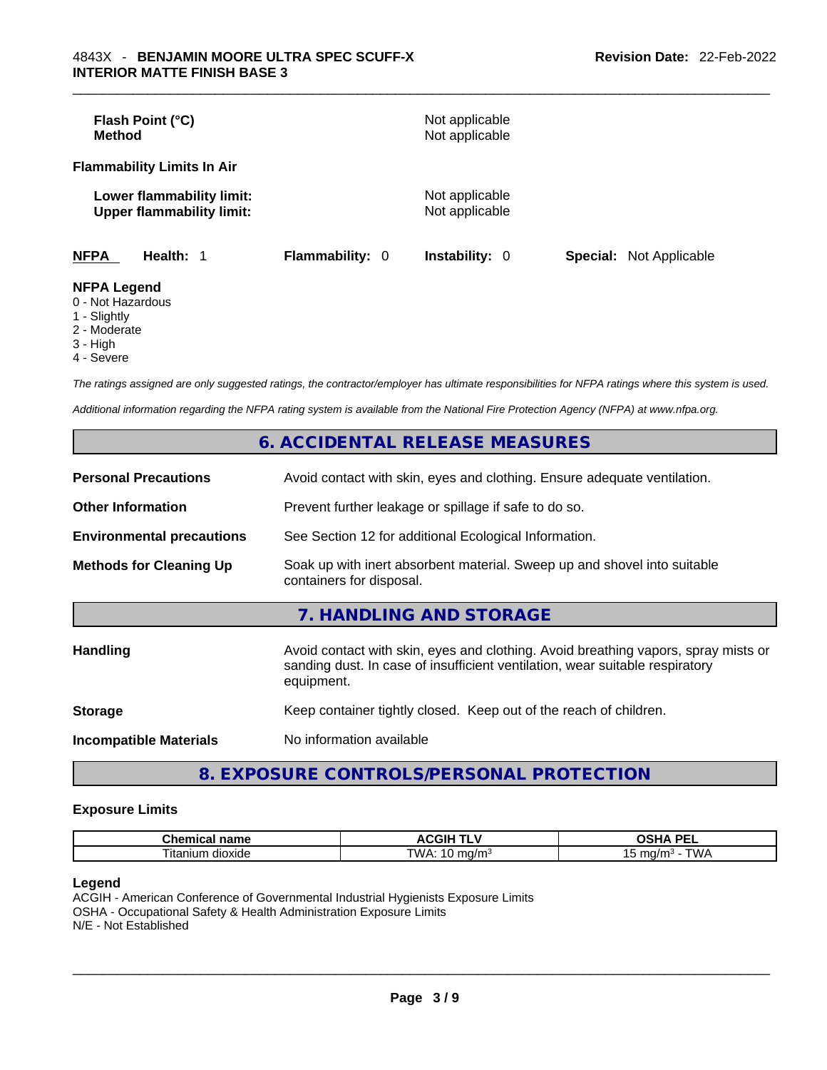**Flash Point (°C)** Not applicable
**Method** Not applicable

**Flammability Limits In Air**

**Lower flammability limit:** Not applicable
**Upper flammability limit:** Not applicable

| **NFPA** | **Health:** 1 | **Flammability:** 0 | **Instability:** 0 | **Special:** Not Applicable |
|---|---|---|---|---|

**NFPA Legend**
0 - Not Hazardous
1 - Slightly
2 - Moderate
3 - High
4 - Severe

*The ratings assigned are only suggested ratings, the contractor/employer has ultimate responsibilities for NFPA ratings where this system is used.*

*Additional information regarding the NFPA rating system is available from the National Fire Protection Agency (NFPA) at www.nfpa.org.*

## 6. ACCIDENTAL RELEASE MEASURES

**Personal Precautions** Avoid contact with skin, eyes and clothing. Ensure adequate ventilation.

**Other Information** Prevent further leakage or spillage if safe to do so.

**Environmental precautions** See Section 12 for additional Ecological Information.

**Methods for Cleaning Up** Soak up with inert absorbent material. Sweep up and shovel into suitable containers for disposal.

## 7. HANDLING AND STORAGE

**Handling** Avoid contact with skin, eyes and clothing. Avoid breathing vapors, spray mists or sanding dust. In case of insufficient ventilation, wear suitable respiratory equipment.

**Storage** Keep container tightly closed. Keep out of the reach of children.

**Incompatible Materials** No information available

## 8. EXPOSURE CONTROLS/PERSONAL PROTECTION

### Exposure Limits

| Chemical name | ACGIH TLV | OSHA PEL |
|---|---|---|
| Titanium dioxide | TWA: 10 mg/m³ | 15 mg/m³ - TWA |

**Legend**
ACGIH - American Conference of Governmental Industrial Hygienists Exposure Limits
OSHA - Occupational Safety & Health Administration Exposure Limits
N/E - Not Established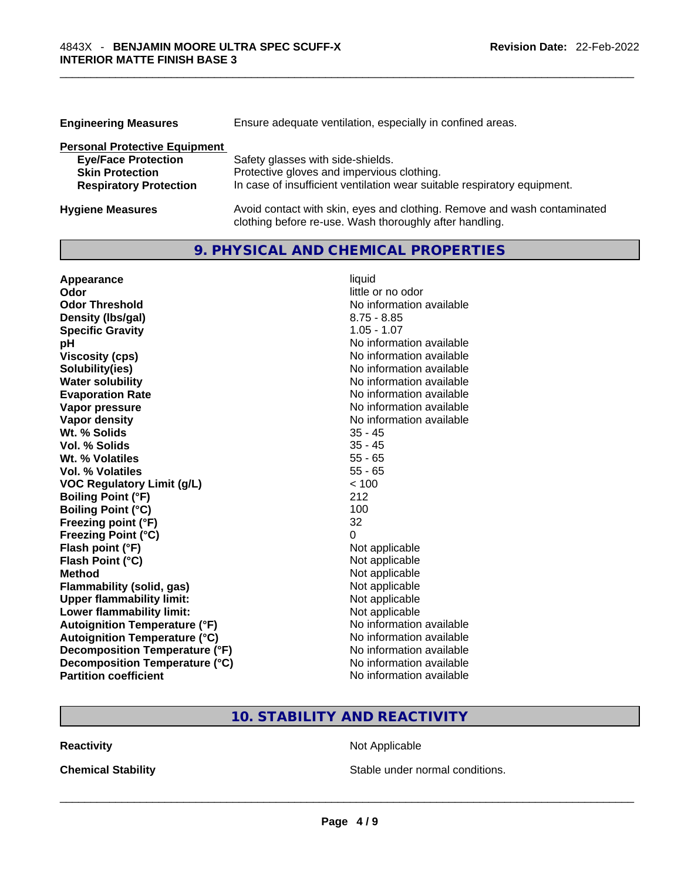**Engineering Measures** Ensure adequate ventilation, especially in confined areas.

**Personal Protective Equipment**

| | |
|---|---|
| **Eye/Face Protection** | Safety glasses with side-shields. |
| **Skin Protection** | Protective gloves and impervious clothing. |
| **Respiratory Protection** | In case of insufficient ventilation wear suitable respiratory equipment. |

**Hygiene Measures** Avoid contact with skin, eyes and clothing. Remove and wash contaminated clothing before re-use. Wash thoroughly after handling.

## 9. PHYSICAL AND CHEMICAL PROPERTIES

| | |
|---|---|
| **Appearance** | liquid |
| **Odor** | little or no odor |
| **Odor Threshold** | No information available |
| **Density (lbs/gal)** | 8.75 - 8.85 |
| **Specific Gravity** | 1.05 - 1.07 |
| **pH** | No information available |
| **Viscosity (cps)** | No information available |
| **Solubility(ies)** | No information available |
| **Water solubility** | No information available |
| **Evaporation Rate** | No information available |
| **Vapor pressure** | No information available |
| **Vapor density** | No information available |
| **Wt. % Solids** | 35 - 45 |
| **Vol. % Solids** | 35 - 45 |
| **Wt. % Volatiles** | 55 - 65 |
| **Vol. % Volatiles** | 55 - 65 |
| **VOC Regulatory Limit (g/L)** | < 100 |
| **Boiling Point (°F)** | 212 |
| **Boiling Point (°C)** | 100 |
| **Freezing point (°F)** | 32 |
| **Freezing Point (°C)** | 0 |
| **Flash point (°F)** | Not applicable |
| **Flash Point (°C)** | Not applicable |
| **Method** | Not applicable |
| **Flammability (solid, gas)** | Not applicable |
| **Upper flammability limit:** | Not applicable |
| **Lower flammability limit:** | Not applicable |
| **Autoignition Temperature (°F)** | No information available |
| **Autoignition Temperature (°C)** | No information available |
| **Decomposition Temperature (°F)** | No information available |
| **Decomposition Temperature (°C)** | No information available |
| **Partition coefficient** | No information available |

## 10. STABILITY AND REACTIVITY

| | |
|---|---|
| **Reactivity** | Not Applicable |
| **Chemical Stability** | Stable under normal conditions. |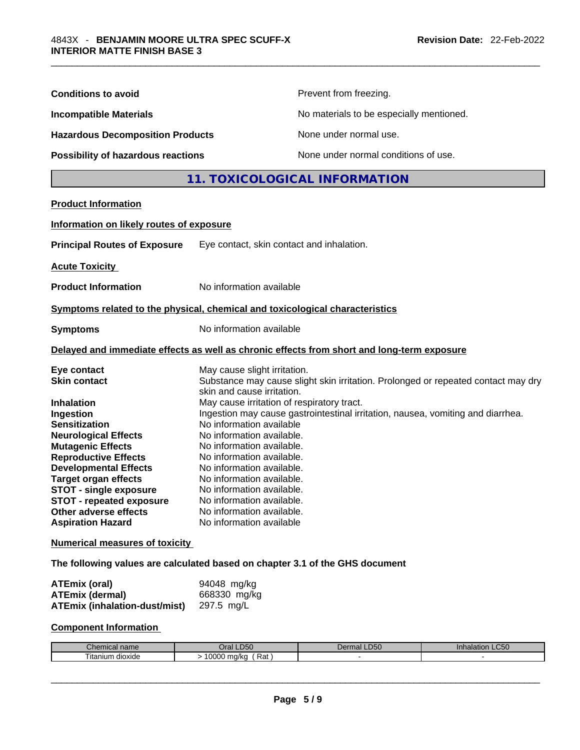**Conditions to avoid** Prevent from freezing.

**Incompatible Materials** No materials to be especially mentioned.

**Hazardous Decomposition Products** None under normal use.

**Possibility of hazardous reactions** None under normal conditions of use.

## 11. TOXICOLOGICAL INFORMATION

**Product Information**

**Information on likely routes of exposure**

**Principal Routes of Exposure** Eye contact, skin contact and inhalation.

**Acute Toxicity**

**Product Information** No information available

**Symptoms related to the physical, chemical and toxicological characteristics**

**Symptoms** No information available

**Delayed and immediate effects as well as chronic effects from short and long-term exposure**

**Eye contact** May cause slight irritation.
**Skin contact** Substance may cause slight skin irritation. Prolonged or repeated contact may dry skin and cause irritation.
**Inhalation** May cause irritation of respiratory tract.
**Ingestion** Ingestion may cause gastrointestinal irritation, nausea, vomiting and diarrhea.
**Sensitization** No information available
**Neurological Effects** No information available.
**Mutagenic Effects** No information available.
**Reproductive Effects** No information available.
**Developmental Effects** No information available.
**Target organ effects** No information available.
**STOT - single exposure** No information available.
**STOT - repeated exposure** No information available.
**Other adverse effects** No information available.
**Aspiration Hazard** No information available

**Numerical measures of toxicity**

**The following values are calculated based on chapter 3.1 of the GHS document**

**ATEmix (oral)** 94048 mg/kg
**ATEmix (dermal)** 668330 mg/kg
**ATEmix (inhalation-dust/mist)** 297.5 mg/L

**Component Information**

| Chemical name | Oral LD50 | Dermal LD50 | Inhalation LC50 |
|---|---|---|---|
| Titanium dioxide | > 10000 mg/kg ( Rat ) | - | - |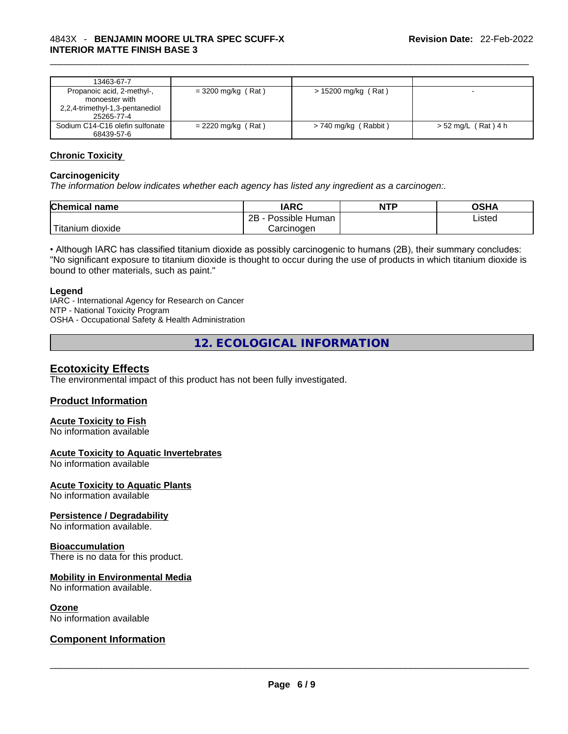| 13463-67-7 | | | |
|---|---|---|---|
| Propanoic acid, 2-methyl-, monoester with 2,2,4-trimethyl-1,3-pentanediol 25265-77-4 | = 3200 mg/kg ( Rat ) | > 15200 mg/kg ( Rat ) | - |
| Sodium C14-C16 olefin sulfonate 68439-57-6 | = 2220 mg/kg ( Rat ) | > 740 mg/kg ( Rabbit ) | > 52 mg/L ( Rat ) 4 h |

### Chronic Toxicity

#### Carcinogenicity

*The information below indicates whether each agency has listed any ingredient as a carcinogen:.*

| Chemical name | IARC | NTP | OSHA |
|---|---|---|---|
| Titanium dioxide | 2B - Possible Human Carcinogen | | Listed |

• Although IARC has classified titanium dioxide as possibly carcinogenic to humans (2B), their summary concludes: "No significant exposure to titanium dioxide is thought to occur during the use of products in which titanium dioxide is bound to other materials, such as paint."

**Legend**
IARC - International Agency for Research on Cancer
NTP - National Toxicity Program
OSHA - Occupational Safety & Health Administration

## 12. ECOLOGICAL INFORMATION

### Ecotoxicity Effects

The environmental impact of this product has not been fully investigated.

### Product Information

#### Acute Toxicity to Fish

No information available

#### Acute Toxicity to Aquatic Invertebrates

No information available

#### Acute Toxicity to Aquatic Plants

No information available

#### Persistence / Degradability

No information available.

#### Bioaccumulation

There is no data for this product.

#### Mobility in Environmental Media

No information available.

#### Ozone

No information available

### Component Information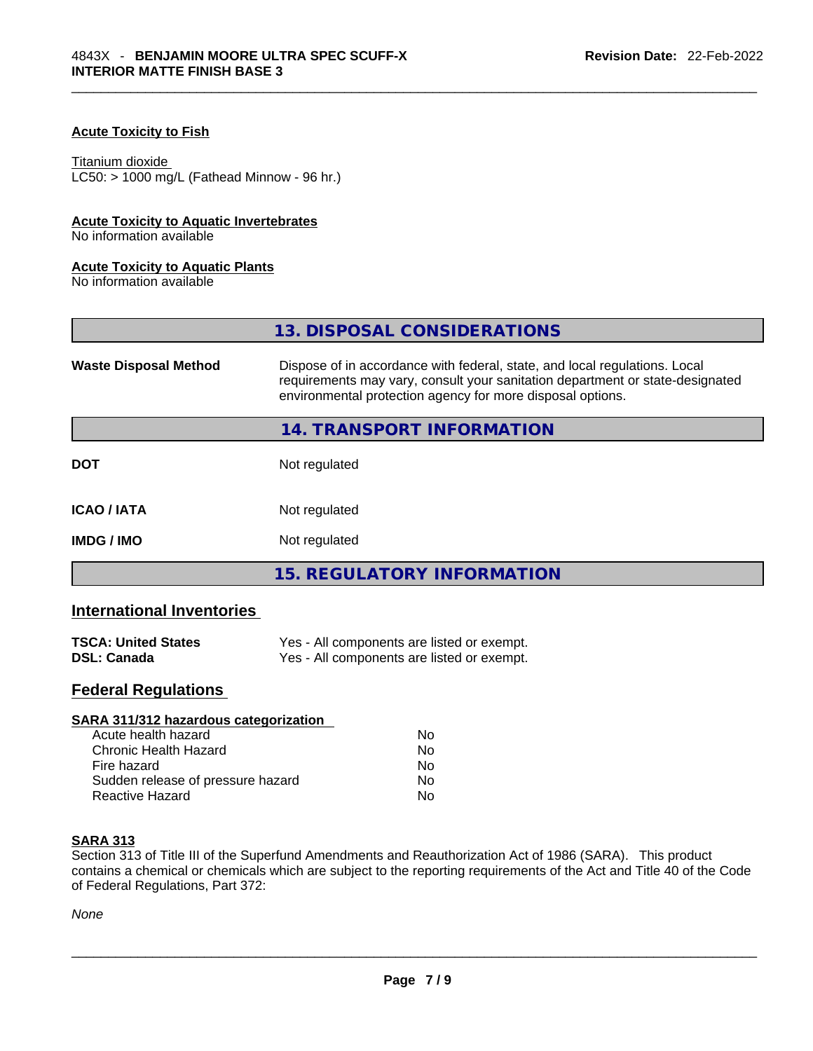#### Acute Toxicity to Fish

Titanium dioxide
LC50: > 1000 mg/L (Fathead Minnow - 96 hr.)

#### Acute Toxicity to Aquatic Invertebrates

No information available

#### Acute Toxicity to Aquatic Plants

No information available

## 13. DISPOSAL CONSIDERATIONS

| | |
|---|---|
| **Waste Disposal Method** | Dispose of in accordance with federal, state, and local regulations. Local requirements may vary, consult your sanitation department or state-designated environmental protection agency for more disposal options. |

## 14. TRANSPORT INFORMATION

| | |
|---|---|
| **DOT** | Not regulated |
| **ICAO / IATA** | Not regulated |
| **IMDG / IMO** | Not regulated |

## 15. REGULATORY INFORMATION

### International Inventories

| | |
|---|---|
| **TSCA: United States** | Yes - All components are listed or exempt. |
| **DSL: Canada** | Yes - All components are listed or exempt. |

### Federal Regulations

#### SARA 311/312 hazardous categorization

| | |
|---|---|
| Acute health hazard | No |
| Chronic Health Hazard | No |
| Fire hazard | No |
| Sudden release of pressure hazard | No |
| Reactive Hazard | No |

#### SARA 313

Section 313 of Title III of the Superfund Amendments and Reauthorization Act of 1986 (SARA). This product contains a chemical or chemicals which are subject to the reporting requirements of the Act and Title 40 of the Code of Federal Regulations, Part 372:

*None*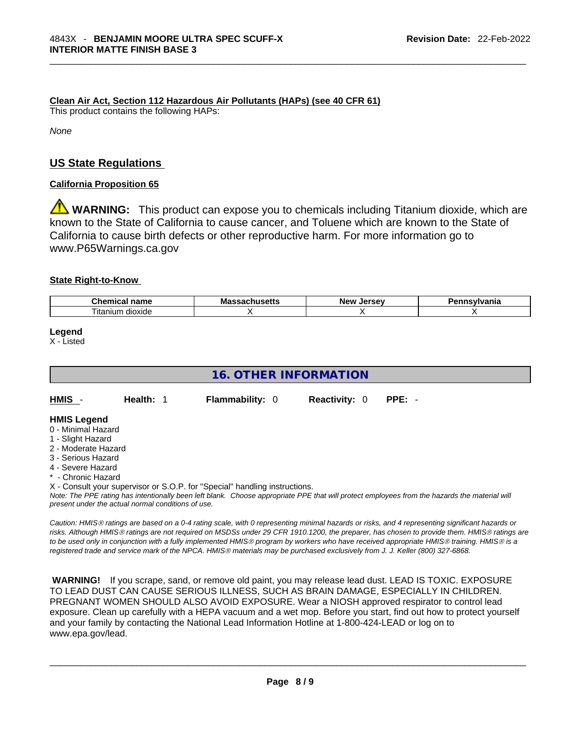**Clean Air Act, Section 112 Hazardous Air Pollutants (HAPs) (see 40 CFR 61)**

This product contains the following HAPs:

*None*

## US State Regulations

**California Proposition 65**

⚠ **WARNING:** This product can expose you to chemicals including Titanium dioxide, which are known to the State of California to cause cancer, and Toluene which are known to the State of California to cause birth defects or other reproductive harm. For more information go to www.P65Warnings.ca.gov

**State Right-to-Know**

| Chemical name | Massachusetts | New Jersey | Pennsylvania |
|---|---|---|---|
| Titanium dioxide | X | X | X |

**Legend**

X - Listed

## 16. OTHER INFORMATION

**HMIS** - **Health:** 1 **Flammability:** 0 **Reactivity:** 0 **PPE:** -

**HMIS Legend**

0 - Minimal Hazard
1 - Slight Hazard
2 - Moderate Hazard
3 - Serious Hazard
4 - Severe Hazard
* - Chronic Hazard
X - Consult your supervisor or S.O.P. for "Special" handling instructions.

*Note: The PPE rating has intentionally been left blank. Choose appropriate PPE that will protect employees from the hazards the material will present under the actual normal conditions of use.*

*Caution: HMIS® ratings are based on a 0-4 rating scale, with 0 representing minimal hazards or risks, and 4 representing significant hazards or risks. Although HMIS® ratings are not required on MSDSs under 29 CFR 1910.1200, the preparer, has chosen to provide them. HMIS® ratings are to be used only in conjunction with a fully implemented HMIS® program by workers who have received appropriate HMIS® training. HMIS® is a registered trade and service mark of the NPCA. HMIS® materials may be purchased exclusively from J. J. Keller (800) 327-6868.*

**WARNING!** If you scrape, sand, or remove old paint, you may release lead dust. LEAD IS TOXIC. EXPOSURE TO LEAD DUST CAN CAUSE SERIOUS ILLNESS, SUCH AS BRAIN DAMAGE, ESPECIALLY IN CHILDREN. PREGNANT WOMEN SHOULD ALSO AVOID EXPOSURE. Wear a NIOSH approved respirator to control lead exposure. Clean up carefully with a HEPA vacuum and a wet mop. Before you start, find out how to protect yourself and your family by contacting the National Lead Information Hotline at 1-800-424-LEAD or log on to www.epa.gov/lead.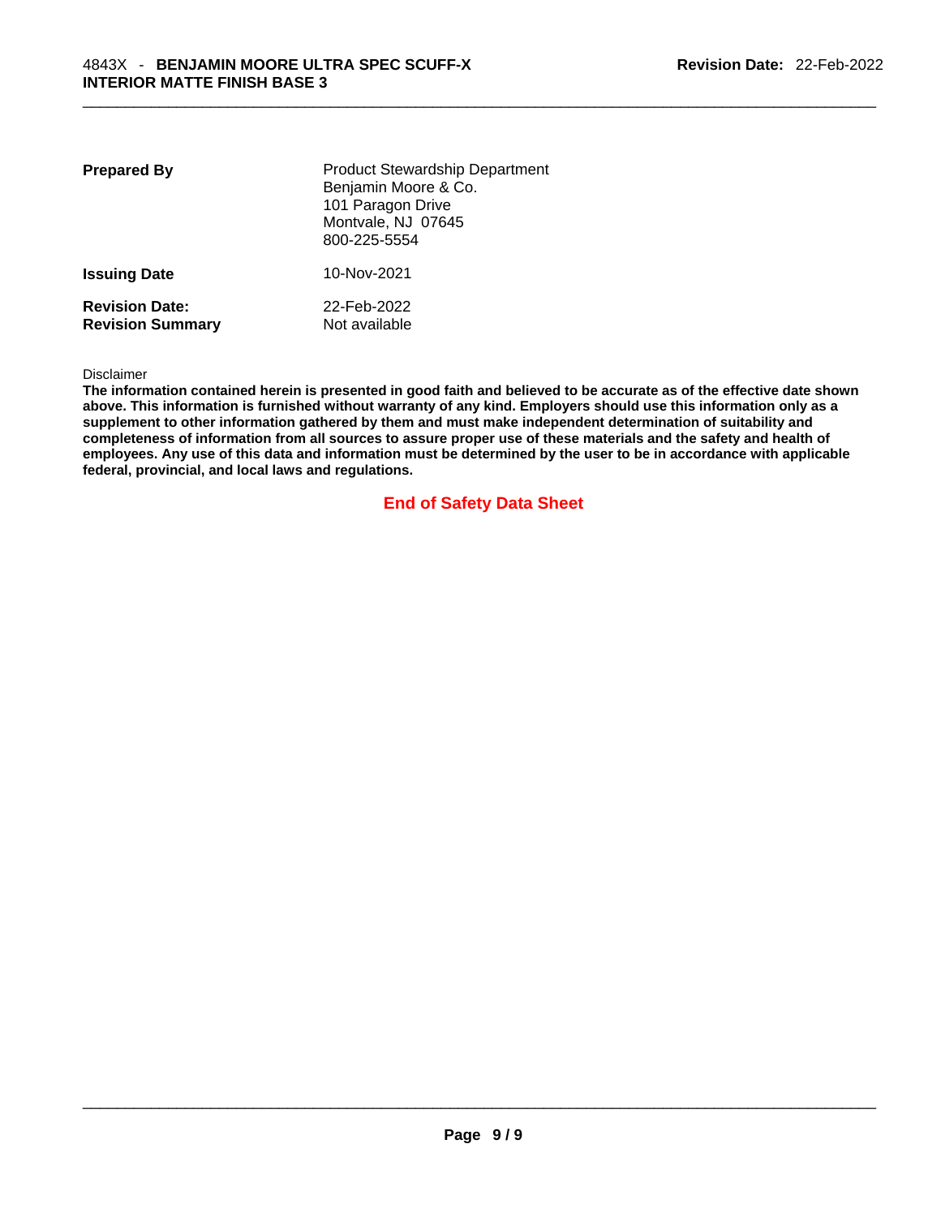| | |
|---|---|
| **Prepared By** | Product Stewardship Department<br>Benjamin Moore & Co.<br>101 Paragon Drive<br>Montvale, NJ 07645<br>800-225-5554 |
| **Issuing Date** | 10-Nov-2021 |
| **Revision Date:** | 22-Feb-2022 |
| **Revision Summary** | Not available |

Disclaimer

**The information contained herein is presented in good faith and believed to be accurate as of the effective date shown above. This information is furnished without warranty of any kind. Employers should use this information only as a supplement to other information gathered by them and must make independent determination of suitability and completeness of information from all sources to assure proper use of these materials and the safety and health of employees. Any use of this data and information must be determined by the user to be in accordance with applicable federal, provincial, and local laws and regulations.**

**End of Safety Data Sheet**